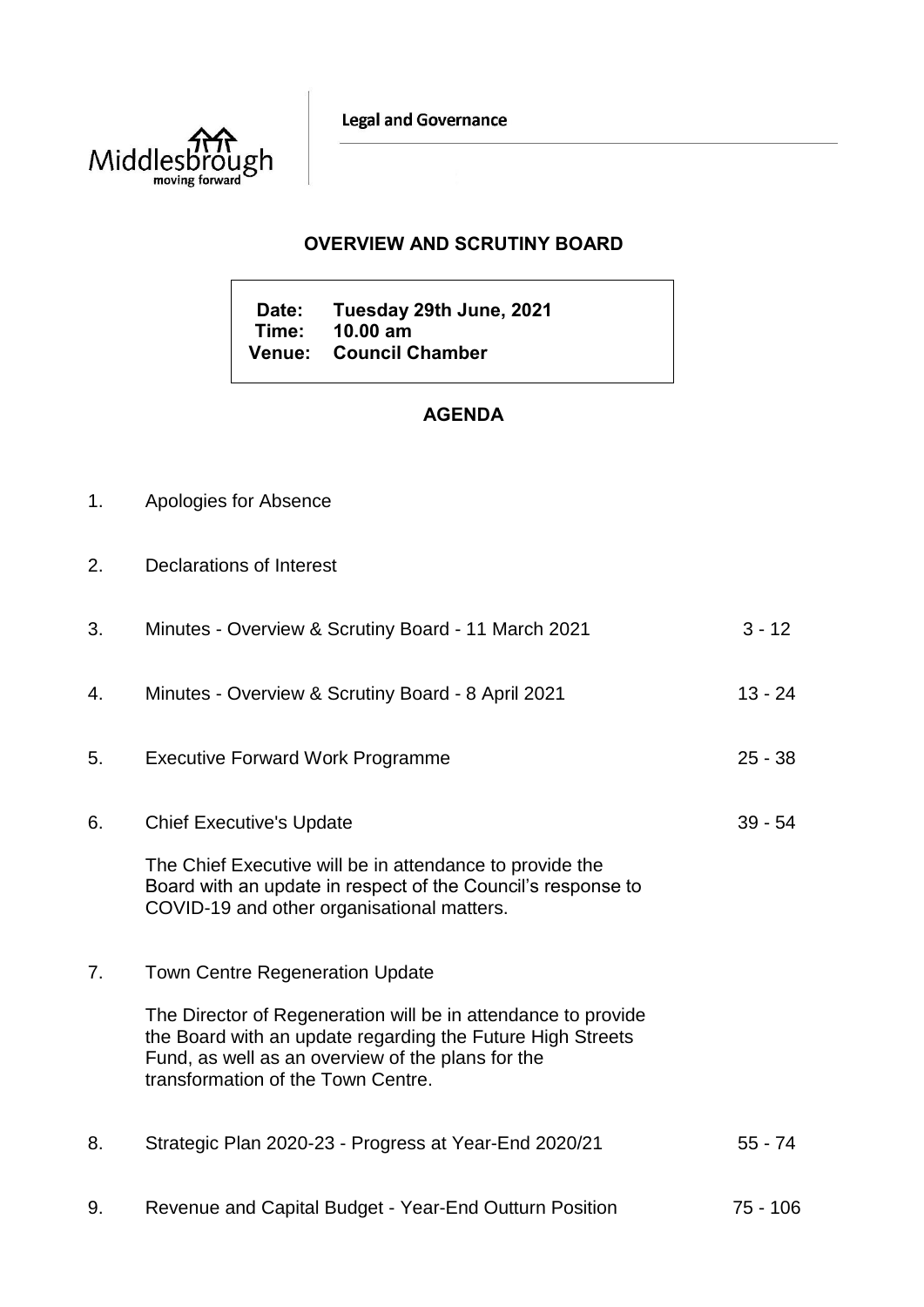Legal and Governance

## OVERVIEW AND SCRUTINY BOARD

**Date: Tuesday 29th June, 2021**
**Time: 10.00 am**
**Venue: Council Chamber**

## AGENDA

1. Apologies for Absence

2. Declarations of Interest

3. Minutes - Overview & Scrutiny Board - 11 March 2021 — 3 - 12

4. Minutes - Overview & Scrutiny Board - 8 April 2021 — 13 - 24

5. Executive Forward Work Programme — 25 - 38

6. Chief Executive's Update — 39 - 54

   The Chief Executive will be in attendance to provide the Board with an update in respect of the Council's response to COVID-19 and other organisational matters.

7. Town Centre Regeneration Update

   The Director of Regeneration will be in attendance to provide the Board with an update regarding the Future High Streets Fund, as well as an overview of the plans for the transformation of the Town Centre.

8. Strategic Plan 2020-23 - Progress at Year-End 2020/21 — 55 - 74

9. Revenue and Capital Budget - Year-End Outturn Position — 75 - 106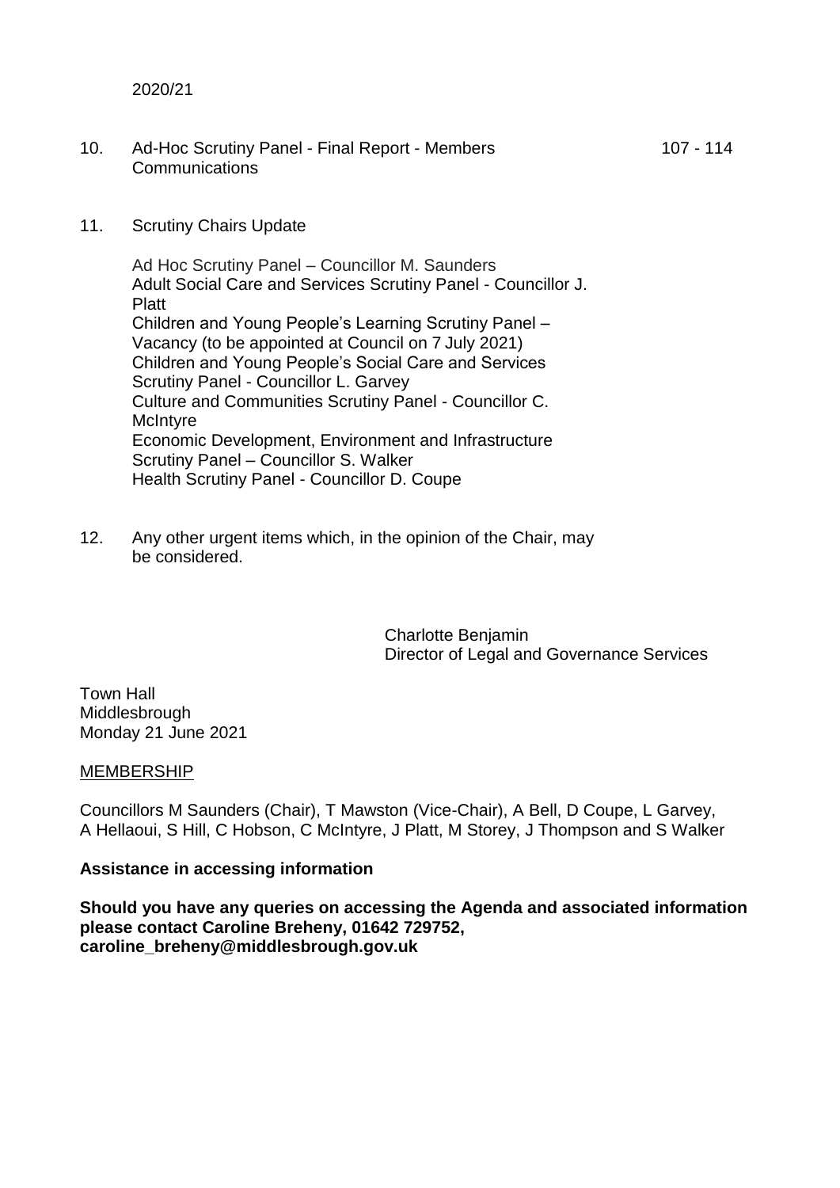2020/21

10. Ad-Hoc Scrutiny Panel - Final Report - Members Communications 107 - 114

11. Scrutiny Chairs Update

    Ad Hoc Scrutiny Panel – Councillor M. Saunders
    Adult Social Care and Services Scrutiny Panel - Councillor J. Platt
    Children and Young People's Learning Scrutiny Panel – Vacancy (to be appointed at Council on 7 July 2021)
    Children and Young People's Social Care and Services Scrutiny Panel - Councillor L. Garvey
    Culture and Communities Scrutiny Panel - Councillor C. McIntyre
    Economic Development, Environment and Infrastructure Scrutiny Panel – Councillor S. Walker
    Health Scrutiny Panel - Councillor D. Coupe

12. Any other urgent items which, in the opinion of the Chair, may be considered.

Charlotte Benjamin
Director of Legal and Governance Services

Town Hall
Middlesbrough
Monday 21 June 2021

MEMBERSHIP

Councillors M Saunders (Chair), T Mawston (Vice-Chair), A Bell, D Coupe, L Garvey, A Hellaoui, S Hill, C Hobson, C McIntyre, J Platt, M Storey, J Thompson and S Walker

**Assistance in accessing information**

**Should you have any queries on accessing the Agenda and associated information please contact Caroline Breheny, 01642 729752, caroline_breheny@middlesbrough.gov.uk**